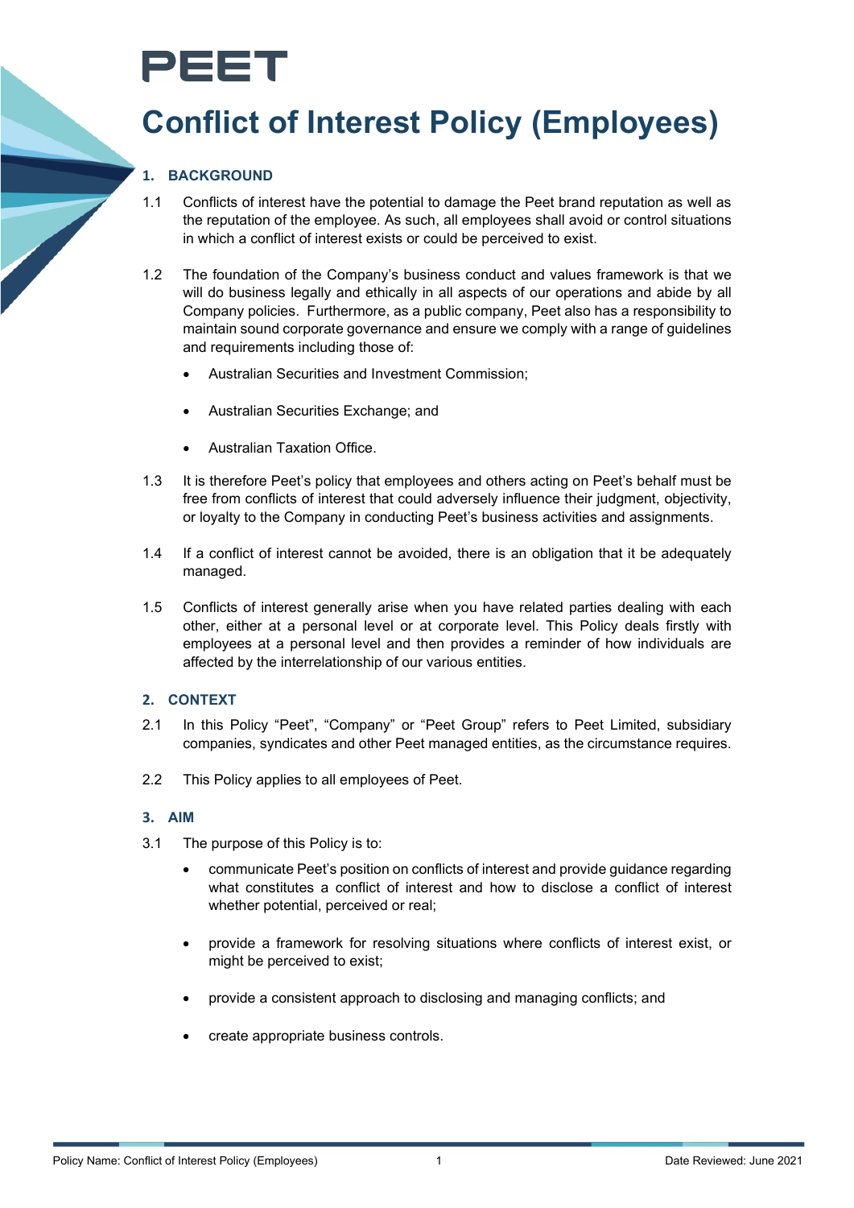PEET

# Conflict of Interest Policy (Employees)

## 1. BACKGROUND

1.1 Conflicts of interest have the potential to damage the Peet brand reputation as well as the reputation of the employee. As such, all employees shall avoid or control situations in which a conflict of interest exists or could be perceived to exist.

1.2 The foundation of the Company's business conduct and values framework is that we will do business legally and ethically in all aspects of our operations and abide by all Company policies. Furthermore, as a public company, Peet also has a responsibility to maintain sound corporate governance and ensure we comply with a range of guidelines and requirements including those of:

- Australian Securities and Investment Commission;
- Australian Securities Exchange; and
- Australian Taxation Office.

1.3 It is therefore Peet's policy that employees and others acting on Peet's behalf must be free from conflicts of interest that could adversely influence their judgment, objectivity, or loyalty to the Company in conducting Peet's business activities and assignments.

1.4 If a conflict of interest cannot be avoided, there is an obligation that it be adequately managed.

1.5 Conflicts of interest generally arise when you have related parties dealing with each other, either at a personal level or at corporate level. This Policy deals firstly with employees at a personal level and then provides a reminder of how individuals are affected by the interrelationship of our various entities.

## 2. CONTEXT

2.1 In this Policy "Peet", "Company" or "Peet Group" refers to Peet Limited, subsidiary companies, syndicates and other Peet managed entities, as the circumstance requires.

2.2 This Policy applies to all employees of Peet.

## 3. AIM

3.1 The purpose of this Policy is to:

- communicate Peet's position on conflicts of interest and provide guidance regarding what constitutes a conflict of interest and how to disclose a conflict of interest whether potential, perceived or real;
- provide a framework for resolving situations where conflicts of interest exist, or might be perceived to exist;
- provide a consistent approach to disclosing and managing conflicts; and
- create appropriate business controls.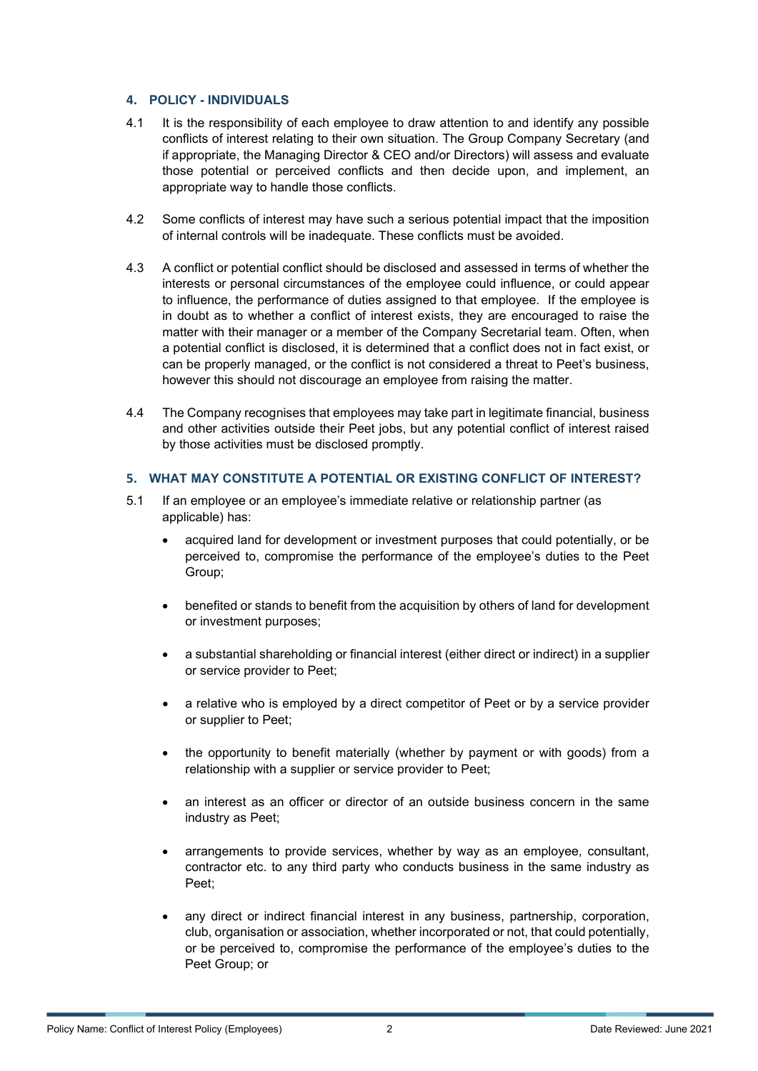## 4. POLICY - INDIVIDUALS

4.1 It is the responsibility of each employee to draw attention to and identify any possible conflicts of interest relating to their own situation. The Group Company Secretary (and if appropriate, the Managing Director & CEO and/or Directors) will assess and evaluate those potential or perceived conflicts and then decide upon, and implement, an appropriate way to handle those conflicts.

4.2 Some conflicts of interest may have such a serious potential impact that the imposition of internal controls will be inadequate. These conflicts must be avoided.

4.3 A conflict or potential conflict should be disclosed and assessed in terms of whether the interests or personal circumstances of the employee could influence, or could appear to influence, the performance of duties assigned to that employee. If the employee is in doubt as to whether a conflict of interest exists, they are encouraged to raise the matter with their manager or a member of the Company Secretarial team. Often, when a potential conflict is disclosed, it is determined that a conflict does not in fact exist, or can be properly managed, or the conflict is not considered a threat to Peet's business, however this should not discourage an employee from raising the matter.

4.4 The Company recognises that employees may take part in legitimate financial, business and other activities outside their Peet jobs, but any potential conflict of interest raised by those activities must be disclosed promptly.

## 5. WHAT MAY CONSTITUTE A POTENTIAL OR EXISTING CONFLICT OF INTEREST?

5.1 If an employee or an employee's immediate relative or relationship partner (as applicable) has:

- acquired land for development or investment purposes that could potentially, or be perceived to, compromise the performance of the employee's duties to the Peet Group;
- benefited or stands to benefit from the acquisition by others of land for development or investment purposes;
- a substantial shareholding or financial interest (either direct or indirect) in a supplier or service provider to Peet;
- a relative who is employed by a direct competitor of Peet or by a service provider or supplier to Peet;
- the opportunity to benefit materially (whether by payment or with goods) from a relationship with a supplier or service provider to Peet;
- an interest as an officer or director of an outside business concern in the same industry as Peet;
- arrangements to provide services, whether by way as an employee, consultant, contractor etc. to any third party who conducts business in the same industry as Peet;
- any direct or indirect financial interest in any business, partnership, corporation, club, organisation or association, whether incorporated or not, that could potentially, or be perceived to, compromise the performance of the employee's duties to the Peet Group; or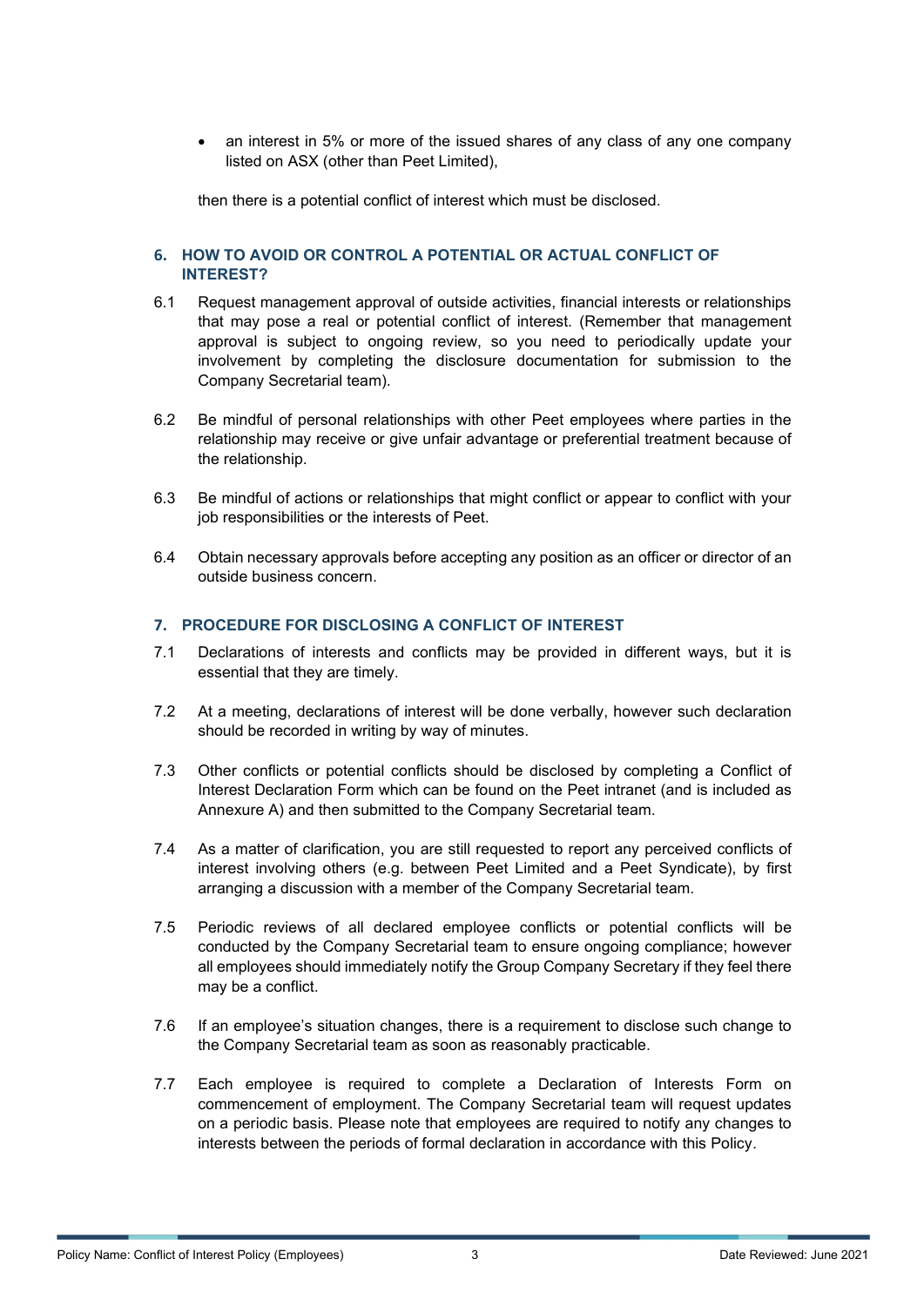- an interest in 5% or more of the issued shares of any class of any one company listed on ASX (other than Peet Limited),

then there is a potential conflict of interest which must be disclosed.

## 6. HOW TO AVOID OR CONTROL A POTENTIAL OR ACTUAL CONFLICT OF INTEREST?

6.1 Request management approval of outside activities, financial interests or relationships that may pose a real or potential conflict of interest. (Remember that management approval is subject to ongoing review, so you need to periodically update your involvement by completing the disclosure documentation for submission to the Company Secretarial team).

6.2 Be mindful of personal relationships with other Peet employees where parties in the relationship may receive or give unfair advantage or preferential treatment because of the relationship.

6.3 Be mindful of actions or relationships that might conflict or appear to conflict with your job responsibilities or the interests of Peet.

6.4 Obtain necessary approvals before accepting any position as an officer or director of an outside business concern.

## 7. PROCEDURE FOR DISCLOSING A CONFLICT OF INTEREST

7.1 Declarations of interests and conflicts may be provided in different ways, but it is essential that they are timely.

7.2 At a meeting, declarations of interest will be done verbally, however such declaration should be recorded in writing by way of minutes.

7.3 Other conflicts or potential conflicts should be disclosed by completing a Conflict of Interest Declaration Form which can be found on the Peet intranet (and is included as Annexure A) and then submitted to the Company Secretarial team.

7.4 As a matter of clarification, you are still requested to report any perceived conflicts of interest involving others (e.g. between Peet Limited and a Peet Syndicate), by first arranging a discussion with a member of the Company Secretarial team.

7.5 Periodic reviews of all declared employee conflicts or potential conflicts will be conducted by the Company Secretarial team to ensure ongoing compliance; however all employees should immediately notify the Group Company Secretary if they feel there may be a conflict.

7.6 If an employee's situation changes, there is a requirement to disclose such change to the Company Secretarial team as soon as reasonably practicable.

7.7 Each employee is required to complete a Declaration of Interests Form on commencement of employment. The Company Secretarial team will request updates on a periodic basis. Please note that employees are required to notify any changes to interests between the periods of formal declaration in accordance with this Policy.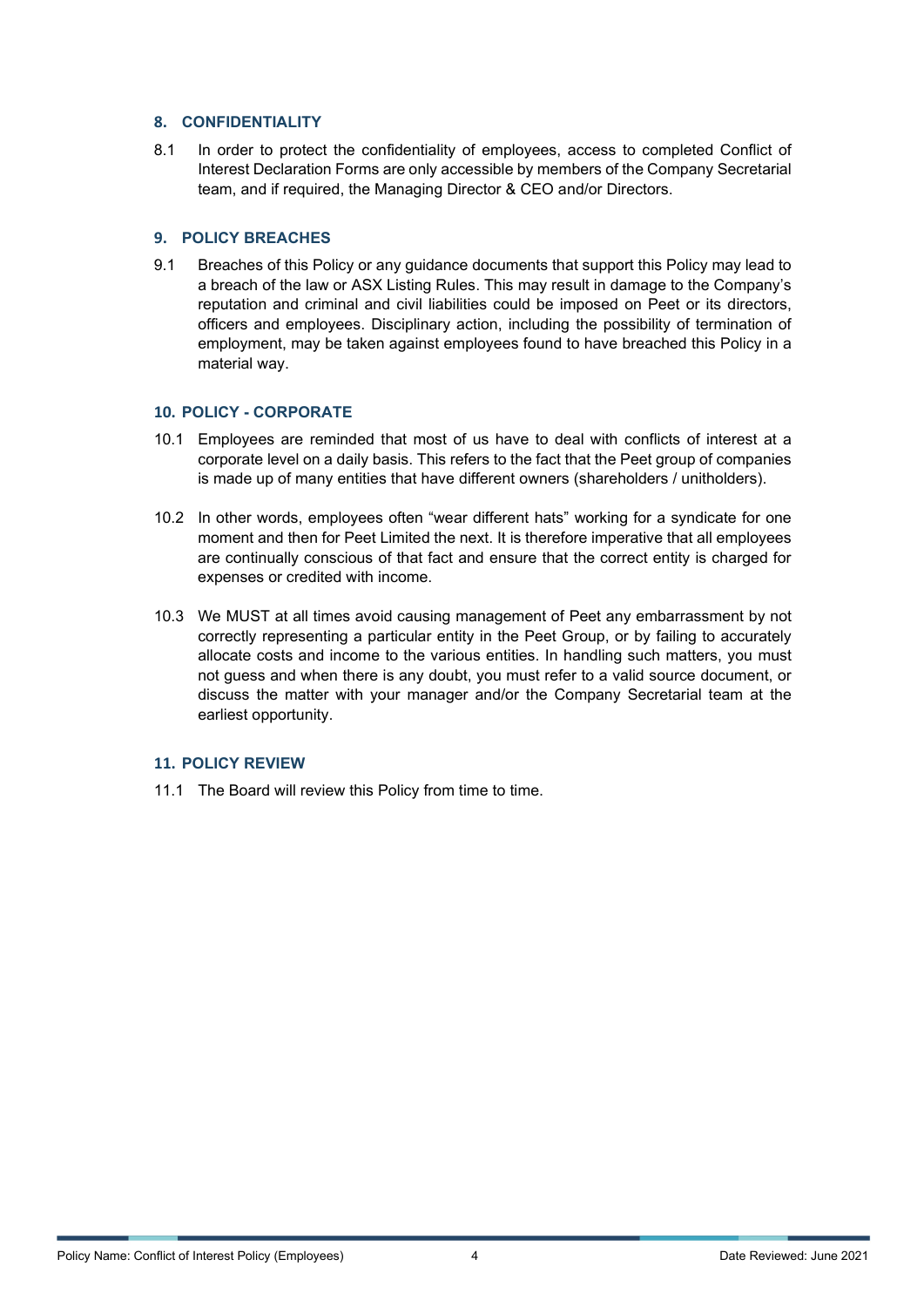## 8. CONFIDENTIALITY

8.1 In order to protect the confidentiality of employees, access to completed Conflict of Interest Declaration Forms are only accessible by members of the Company Secretarial team, and if required, the Managing Director & CEO and/or Directors.

## 9. POLICY BREACHES

9.1 Breaches of this Policy or any guidance documents that support this Policy may lead to a breach of the law or ASX Listing Rules. This may result in damage to the Company's reputation and criminal and civil liabilities could be imposed on Peet or its directors, officers and employees. Disciplinary action, including the possibility of termination of employment, may be taken against employees found to have breached this Policy in a material way.

## 10. POLICY - CORPORATE

10.1 Employees are reminded that most of us have to deal with conflicts of interest at a corporate level on a daily basis. This refers to the fact that the Peet group of companies is made up of many entities that have different owners (shareholders / unitholders).

10.2 In other words, employees often "wear different hats" working for a syndicate for one moment and then for Peet Limited the next. It is therefore imperative that all employees are continually conscious of that fact and ensure that the correct entity is charged for expenses or credited with income.

10.3 We MUST at all times avoid causing management of Peet any embarrassment by not correctly representing a particular entity in the Peet Group, or by failing to accurately allocate costs and income to the various entities. In handling such matters, you must not guess and when there is any doubt, you must refer to a valid source document, or discuss the matter with your manager and/or the Company Secretarial team at the earliest opportunity.

## 11. POLICY REVIEW

11.1 The Board will review this Policy from time to time.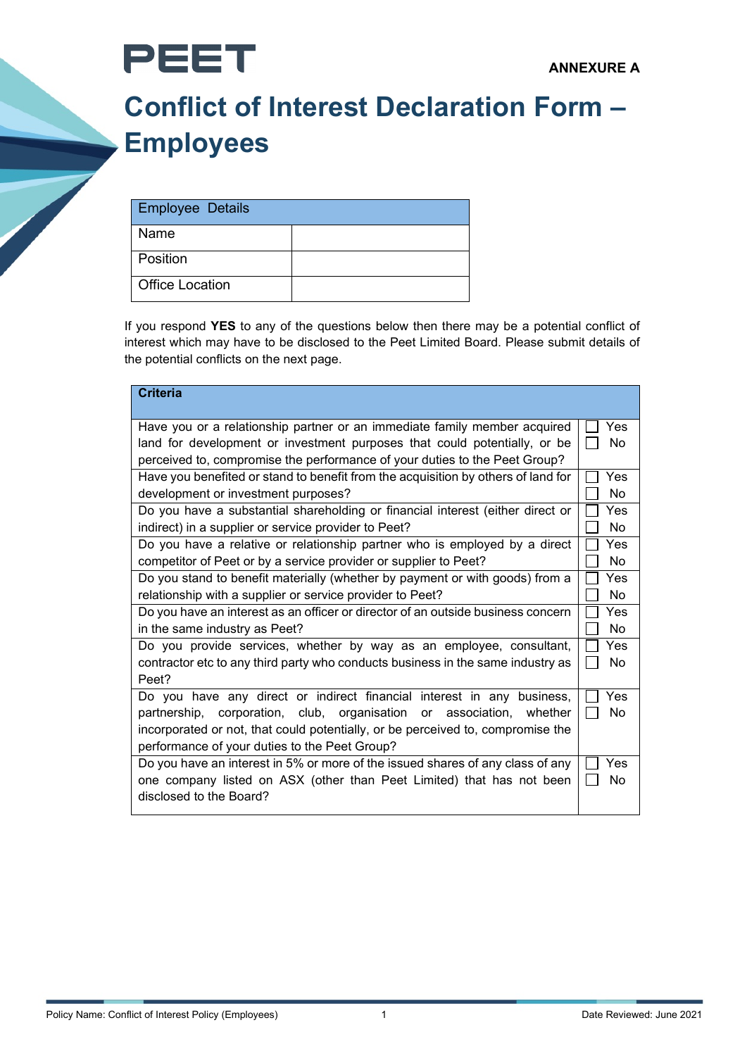PEET

ANNEXURE A

# Conflict of Interest Declaration Form – Employees

| Employee Details | |
|---|---|
| Name | |
| Position | |
| Office Location | |

If you respond **YES** to any of the questions below then there may be a potential conflict of interest which may have to be disclosed to the Peet Limited Board. Please submit details of the potential conflicts on the next page.

| **Criteria** | |
|---|---|
| Have you or a relationship partner or an immediate family member acquired land for development or investment purposes that could potentially, or be perceived to, compromise the performance of your duties to the Peet Group? | ☐ Yes ☐ No |
| Have you benefited or stand to benefit from the acquisition by others of land for development or investment purposes? | ☐ Yes ☐ No |
| Do you have a substantial shareholding or financial interest (either direct or indirect) in a supplier or service provider to Peet? | ☐ Yes ☐ No |
| Do you have a relative or relationship partner who is employed by a direct competitor of Peet or by a service provider or supplier to Peet? | ☐ Yes ☐ No |
| Do you stand to benefit materially (whether by payment or with goods) from a relationship with a supplier or service provider to Peet? | ☐ Yes ☐ No |
| Do you have an interest as an officer or director of an outside business concern in the same industry as Peet? | ☐ Yes ☐ No |
| Do you provide services, whether by way as an employee, consultant, contractor etc to any third party who conducts business in the same industry as Peet? | ☐ Yes ☐ No |
| Do you have any direct or indirect financial interest in any business, partnership, corporation, club, organisation or association, whether incorporated or not, that could potentially, or be perceived to, compromise the performance of your duties to the Peet Group? | ☐ Yes ☐ No |
| Do you have an interest in 5% or more of the issued shares of any class of any one company listed on ASX (other than Peet Limited) that has not been disclosed to the Board? | ☐ Yes ☐ No |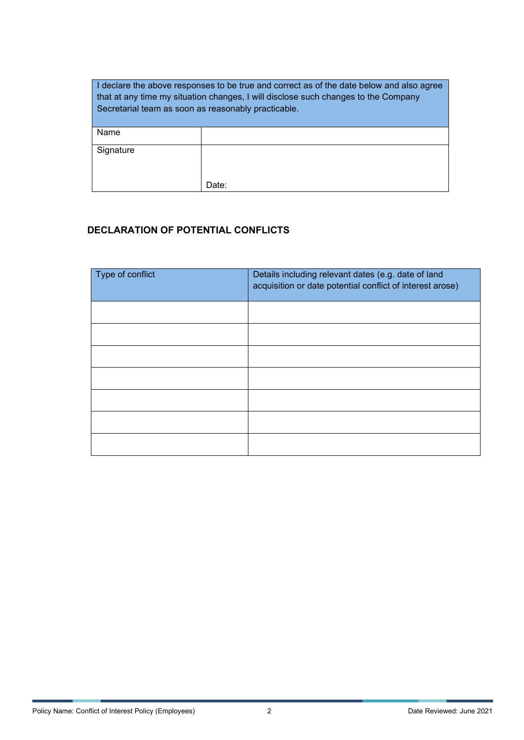| I declare the above responses to be true and correct as of the date below and also agree that at any time my situation changes, I will disclose such changes to the Company Secretarial team as soon as reasonably practicable. | |
|---|---|
| Name | |
| Signature | Date: |

## DECLARATION OF POTENTIAL CONFLICTS

| Type of conflict | Details including relevant dates (e.g. date of land acquisition or date potential conflict of interest arose) |
|---|---|
| | |
| | |
| | |
| | |
| | |
| | |
| | |